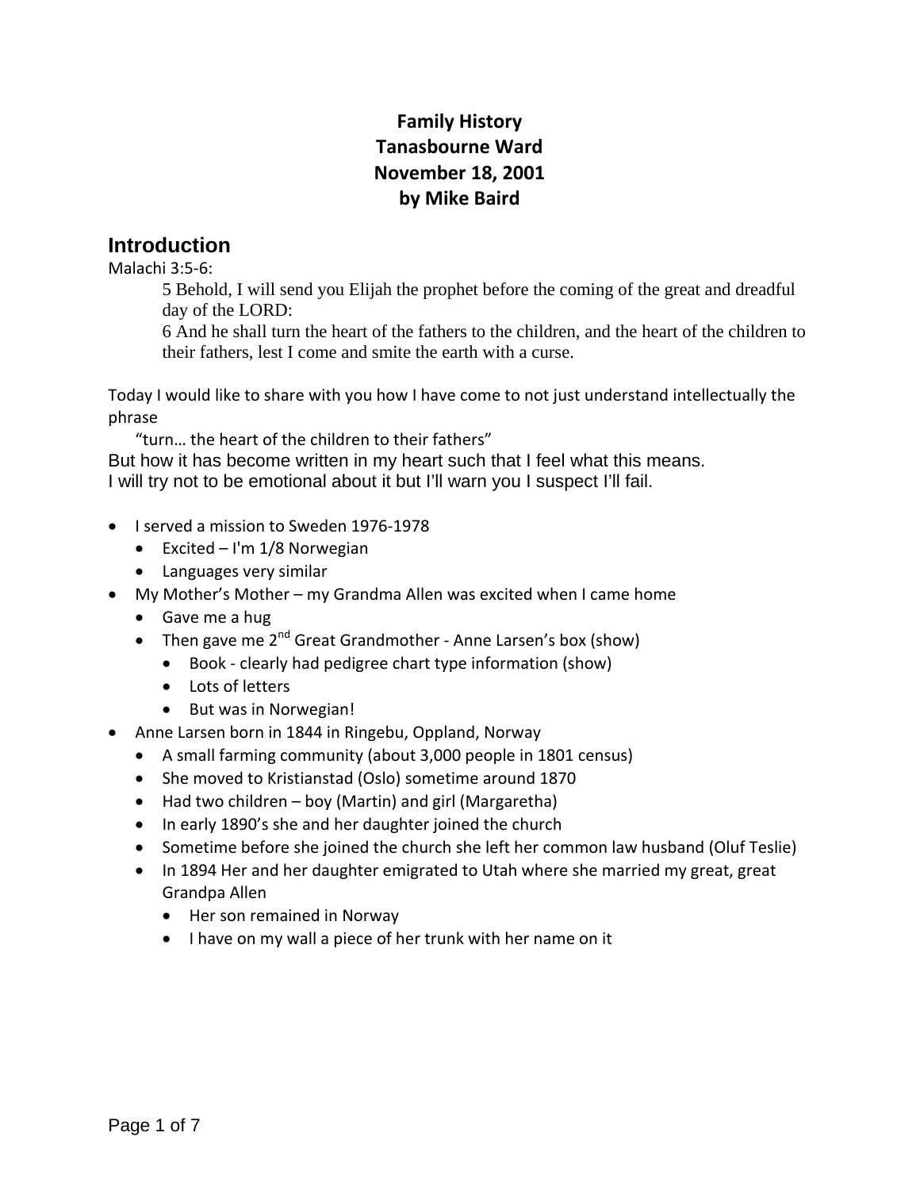**Family History**
**Tanasbourne Ward**
**November 18, 2001**
**by Mike Baird**

## Introduction

Malachi 3:5-6:

> 5 Behold, I will send you Elijah the prophet before the coming of the great and dreadful day of the LORD:
> 6 And he shall turn the heart of the fathers to the children, and the heart of the children to their fathers, lest I come and smite the earth with a curse.

Today I would like to share with you how I have come to not just understand intellectually the phrase

"turn… the heart of the children to their fathers"

But how it has become written in my heart such that I feel what this means.
I will try not to be emotional about it but I'll warn you I suspect I'll fail.

- I served a mission to Sweden 1976-1978
  - Excited – I'm 1/8 Norwegian
  - Languages very similar
- My Mother's Mother – my Grandma Allen was excited when I came home
  - Gave me a hug
  - Then gave me 2nd Great Grandmother - Anne Larsen's box (show)
    - Book - clearly had pedigree chart type information (show)
    - Lots of letters
    - But was in Norwegian!
- Anne Larsen born in 1844 in Ringebu, Oppland, Norway
  - A small farming community (about 3,000 people in 1801 census)
  - She moved to Kristianstad (Oslo) sometime around 1870
  - Had two children – boy (Martin) and girl (Margaretha)
  - In early 1890's she and her daughter joined the church
  - Sometime before she joined the church she left her common law husband (Oluf Teslie)
  - In 1894 Her and her daughter emigrated to Utah where she married my great, great Grandpa Allen
    - Her son remained in Norway
    - I have on my wall a piece of her trunk with her name on it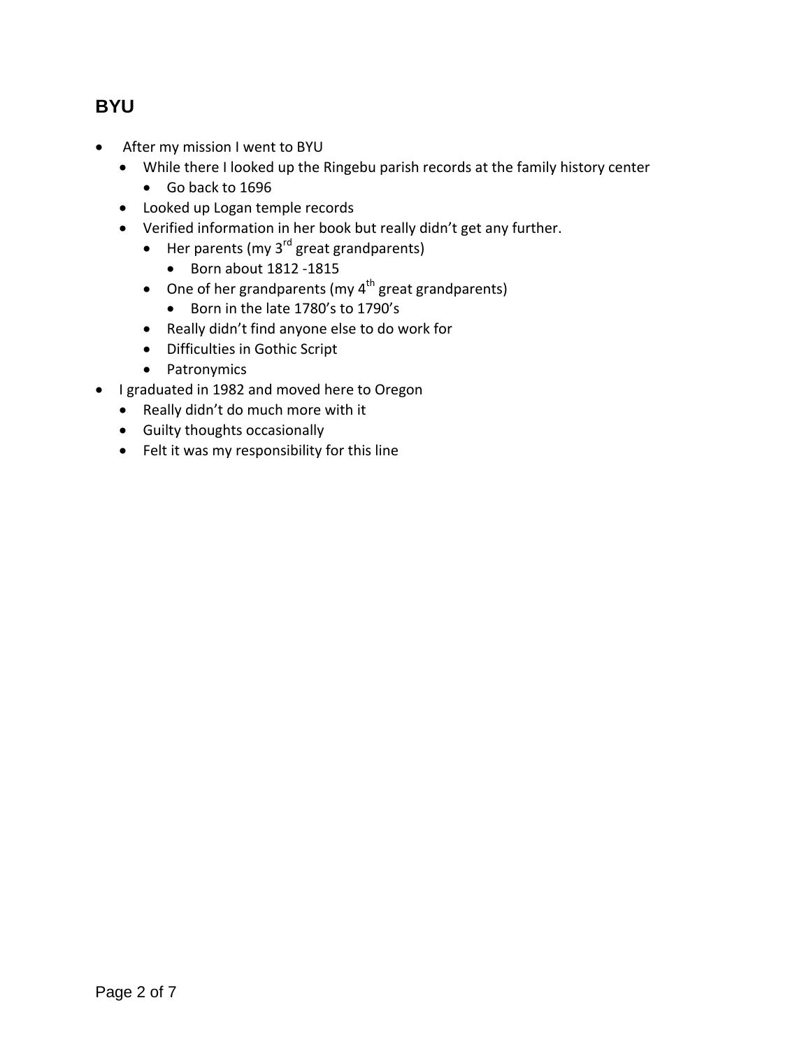## BYU

- After my mission I went to BYU
  - While there I looked up the Ringebu parish records at the family history center
    - Go back to 1696
  - Looked up Logan temple records
  - Verified information in her book but really didn't get any further.
    - Her parents (my 3rd great grandparents)
      - Born about 1812 -1815
    - One of her grandparents (my 4th great grandparents)
      - Born in the late 1780's to 1790's
    - Really didn't find anyone else to do work for
    - Difficulties in Gothic Script
    - Patronymics
- I graduated in 1982 and moved here to Oregon
  - Really didn't do much more with it
  - Guilty thoughts occasionally
  - Felt it was my responsibility for this line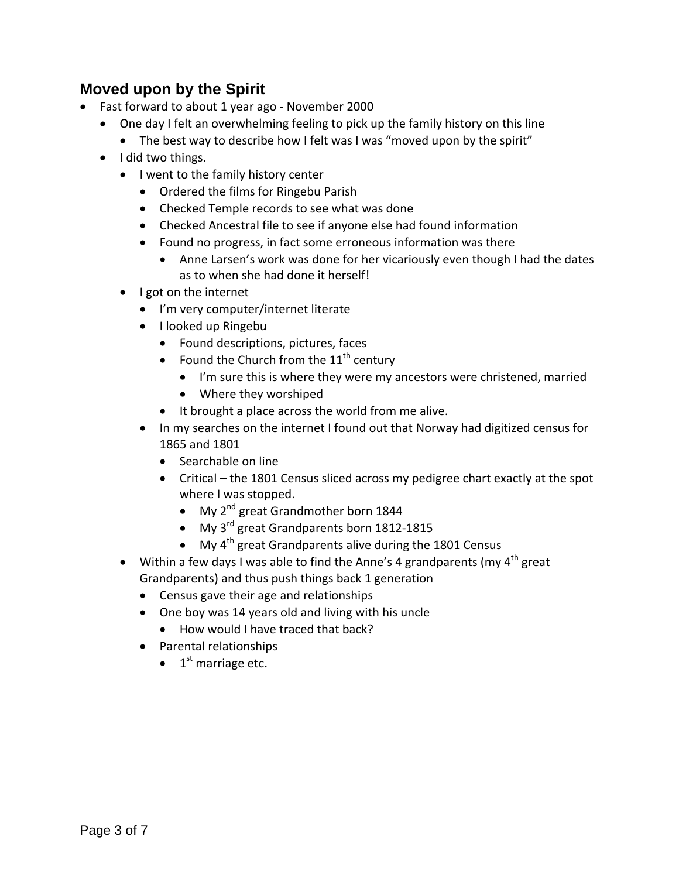## Moved upon by the Spirit

- Fast forward to about 1 year ago - November 2000
  - One day I felt an overwhelming feeling to pick up the family history on this line
    - The best way to describe how I felt was I was "moved upon by the spirit"
  - I did two things.
    - I went to the family history center
      - Ordered the films for Ringebu Parish
      - Checked Temple records to see what was done
      - Checked Ancestral file to see if anyone else had found information
      - Found no progress, in fact some erroneous information was there
        - Anne Larsen's work was done for her vicariously even though I had the dates as to when she had done it herself!
    - I got on the internet
      - I'm very computer/internet literate
      - I looked up Ringebu
        - Found descriptions, pictures, faces
        - Found the Church from the 11th century
          - I'm sure this is where they were my ancestors were christened, married
          - Where they worshiped
        - It brought a place across the world from me alive.
      - In my searches on the internet I found out that Norway had digitized census for 1865 and 1801
        - Searchable on line
        - Critical – the 1801 Census sliced across my pedigree chart exactly at the spot where I was stopped.
          - My 2nd great Grandmother born 1844
          - My 3rd great Grandparents born 1812-1815
          - My 4th great Grandparents alive during the 1801 Census
    - Within a few days I was able to find the Anne's 4 grandparents (my 4th great Grandparents) and thus push things back 1 generation
      - Census gave their age and relationships
      - One boy was 14 years old and living with his uncle
        - How would I have traced that back?
      - Parental relationships
        - 1st marriage etc.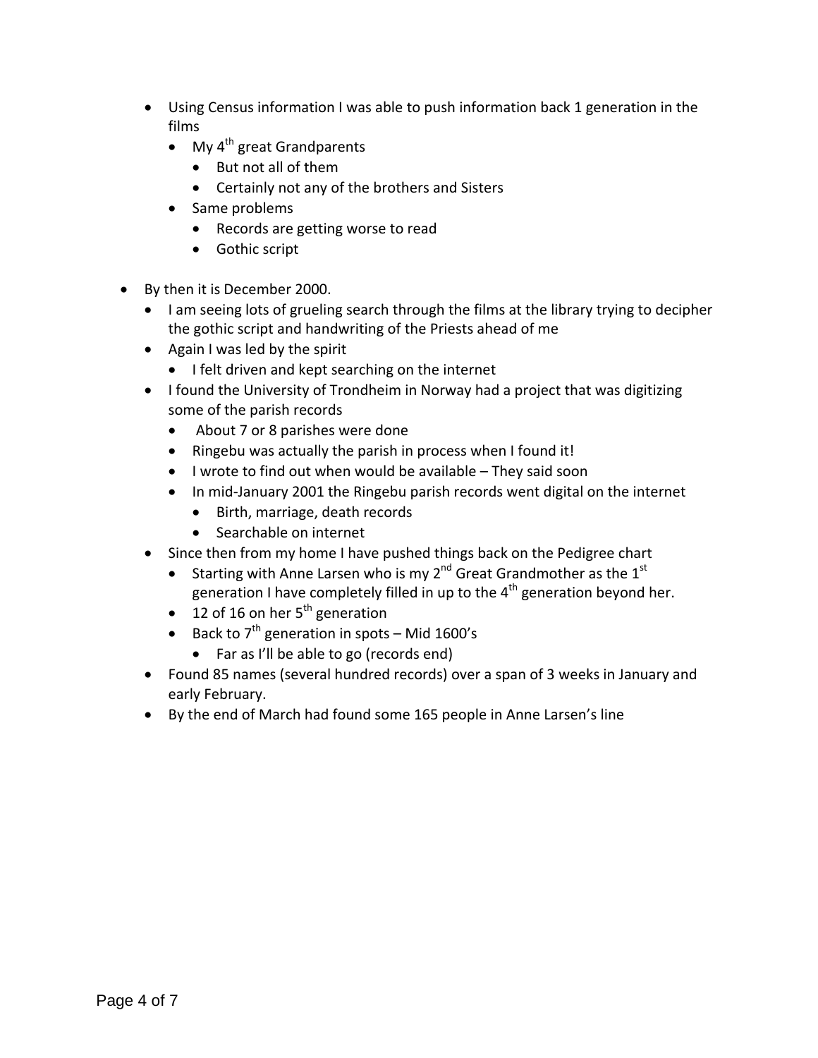- Using Census information I was able to push information back 1 generation in the films
  - My 4th great Grandparents
    - But not all of them
    - Certainly not any of the brothers and Sisters
  - Same problems
    - Records are getting worse to read
    - Gothic script

- By then it is December 2000.
  - I am seeing lots of grueling search through the films at the library trying to decipher the gothic script and handwriting of the Priests ahead of me
  - Again I was led by the spirit
    - I felt driven and kept searching on the internet
  - I found the University of Trondheim in Norway had a project that was digitizing some of the parish records
    - About 7 or 8 parishes were done
    - Ringebu was actually the parish in process when I found it!
    - I wrote to find out when would be available – They said soon
    - In mid-January 2001 the Ringebu parish records went digital on the internet
      - Birth, marriage, death records
      - Searchable on internet
  - Since then from my home I have pushed things back on the Pedigree chart
    - Starting with Anne Larsen who is my 2nd Great Grandmother as the 1st generation I have completely filled in up to the 4th generation beyond her.
    - 12 of 16 on her 5th generation
    - Back to 7th generation in spots – Mid 1600's
      - Far as I'll be able to go (records end)
  - Found 85 names (several hundred records) over a span of 3 weeks in January and early February.
  - By the end of March had found some 165 people in Anne Larsen's line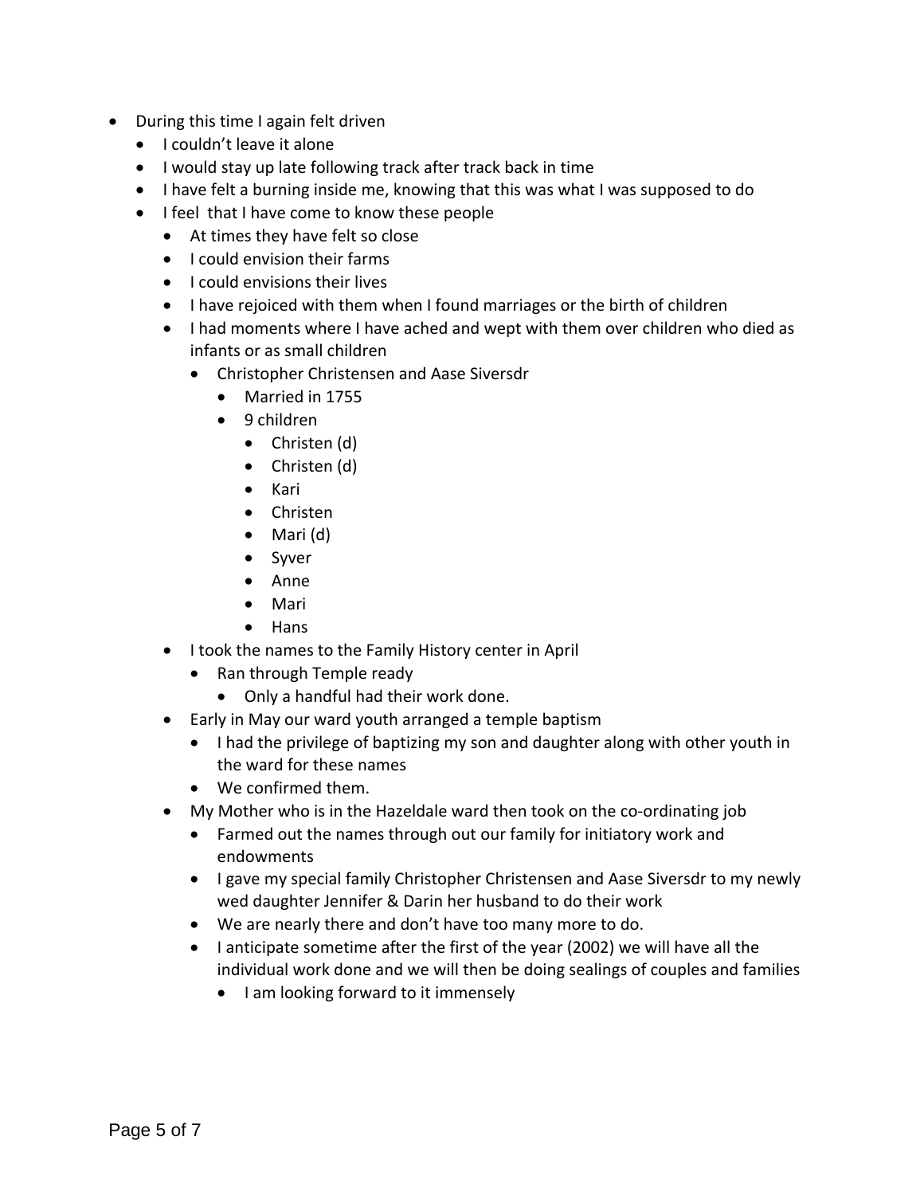- During this time I again felt driven
  - I couldn't leave it alone
  - I would stay up late following track after track back in time
  - I have felt a burning inside me, knowing that this was what I was supposed to do
  - I feel  that I have come to know these people
    - At times they have felt so close
    - I could envision their farms
    - I could envisions their lives
    - I have rejoiced with them when I found marriages or the birth of children
    - I had moments where I have ached and wept with them over children who died as infants or as small children
      - Christopher Christensen and Aase Siversdr
        - Married in 1755
        - 9 children
          - Christen (d)
          - Christen (d)
          - Kari
          - Christen
          - Mari (d)
          - Syver
          - Anne
          - Mari
          - Hans
    - I took the names to the Family History center in April
      - Ran through Temple ready
        - Only a handful had their work done.
    - Early in May our ward youth arranged a temple baptism
      - I had the privilege of baptizing my son and daughter along with other youth in the ward for these names
      - We confirmed them.
    - My Mother who is in the Hazeldale ward then took on the co-ordinating job
      - Farmed out the names through out our family for initiatory work and endowments
      - I gave my special family Christopher Christensen and Aase Siversdr to my newly wed daughter Jennifer & Darin her husband to do their work
      - We are nearly there and don't have too many more to do.
      - I anticipate sometime after the first of the year (2002) we will have all the individual work done and we will then be doing sealings of couples and families
        - I am looking forward to it immensely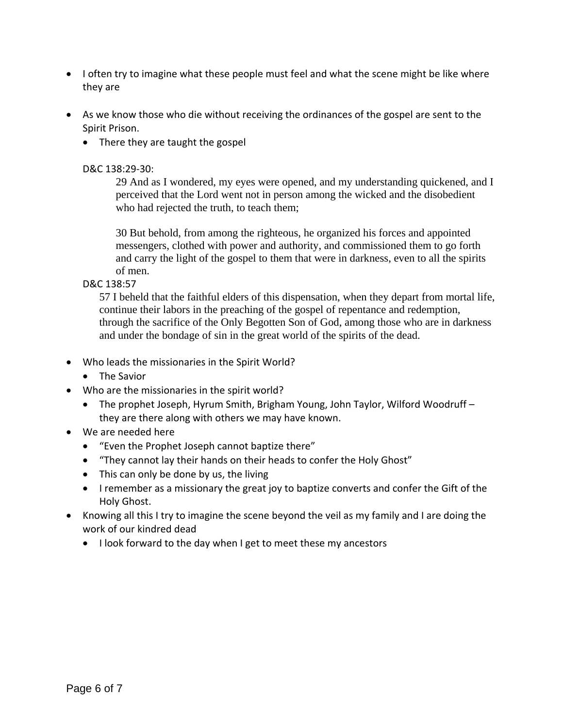- I often try to imagine what these people must feel and what the scene might be like where they are

- As we know those who die without receiving the ordinances of the gospel are sent to the Spirit Prison.
  - There they are taught the gospel

  D&C 138:29-30:

  > 29 And as I wondered, my eyes were opened, and my understanding quickened, and I perceived that the Lord went not in person among the wicked and the disobedient who had rejected the truth, to teach them;
  >
  > 30 But behold, from among the righteous, he organized his forces and appointed messengers, clothed with power and authority, and commissioned them to go forth and carry the light of the gospel to them that were in darkness, even to all the spirits of men.

  D&C 138:57

  > 57 I beheld that the faithful elders of this dispensation, when they depart from mortal life, continue their labors in the preaching of the gospel of repentance and redemption, through the sacrifice of the Only Begotten Son of God, among those who are in darkness and under the bondage of sin in the great world of the spirits of the dead.

- Who leads the missionaries in the Spirit World?
  - The Savior
- Who are the missionaries in the spirit world?
  - The prophet Joseph, Hyrum Smith, Brigham Young, John Taylor, Wilford Woodruff – they are there along with others we may have known.
- We are needed here
  - "Even the Prophet Joseph cannot baptize there"
  - "They cannot lay their hands on their heads to confer the Holy Ghost"
  - This can only be done by us, the living
  - I remember as a missionary the great joy to baptize converts and confer the Gift of the Holy Ghost.
- Knowing all this I try to imagine the scene beyond the veil as my family and I are doing the work of our kindred dead
  - I look forward to the day when I get to meet these my ancestors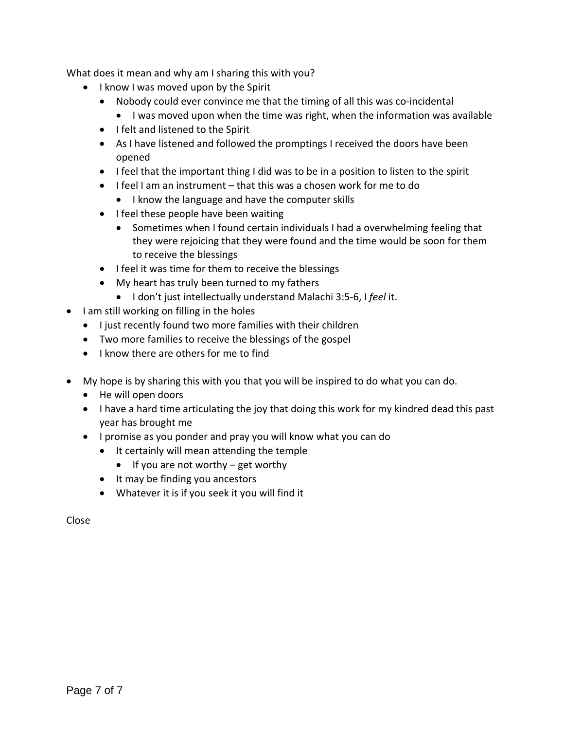What does it mean and why am I sharing this with you?

- I know I was moved upon by the Spirit
  - Nobody could ever convince me that the timing of all this was co-incidental
    - I was moved upon when the time was right, when the information was available
  - I felt and listened to the Spirit
  - As I have listened and followed the promptings I received the doors have been opened
  - I feel that the important thing I did was to be in a position to listen to the spirit
  - I feel I am an instrument – that this was a chosen work for me to do
    - I know the language and have the computer skills
  - I feel these people have been waiting
    - Sometimes when I found certain individuals I had a overwhelming feeling that they were rejoicing that they were found and the time would be soon for them to receive the blessings
  - I feel it was time for them to receive the blessings
  - My heart has truly been turned to my fathers
    - I don't just intellectually understand Malachi 3:5-6, I *feel* it.
- I am still working on filling in the holes
  - I just recently found two more families with their children
  - Two more families to receive the blessings of the gospel
  - I know there are others for me to find

- My hope is by sharing this with you that you will be inspired to do what you can do.
  - He will open doors
  - I have a hard time articulating the joy that doing this work for my kindred dead this past year has brought me
  - I promise as you ponder and pray you will know what you can do
    - It certainly will mean attending the temple
      - If you are not worthy – get worthy
    - It may be finding you ancestors
    - Whatever it is if you seek it you will find it

Close